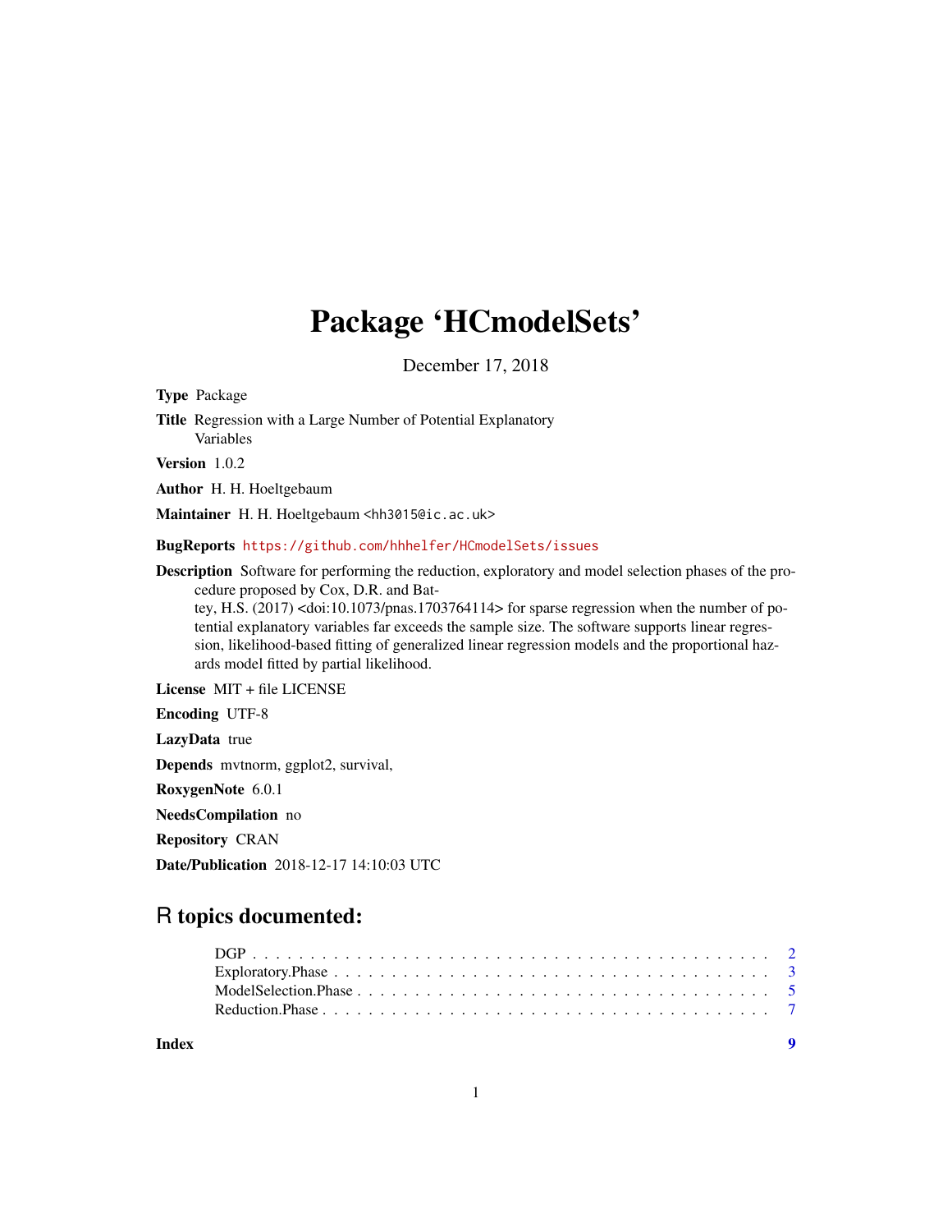# Package 'HCmodelSets'

December 17, 2018

**Type** Package

**Title** Regression with a Large Number of Potential Explanatory Variables

**Version** 1.0.2

**Author** H. H. Hoeltgebaum

**Maintainer** H. H. Hoeltgebaum <hh3015@ic.ac.uk>

**BugReports** https://github.com/hhhelfer/HCmodelSets/issues

**Description** Software for performing the reduction, exploratory and model selection phases of the procedure proposed by Cox, D.R. and Battey, H.S. (2017) <doi:10.1073/pnas.1703764114> for sparse regression when the number of potential explanatory variables far exceeds the sample size. The software supports linear regression, likelihood-based fitting of generalized linear regression models and the proportional hazards model fitted by partial likelihood.

**License** MIT + file LICENSE

**Encoding** UTF-8

**LazyData** true

**Depends** mvtnorm, ggplot2, survival,

**RoxygenNote** 6.0.1

**NeedsCompilation** no

**Repository** CRAN

**Date/Publication** 2018-12-17 14:10:03 UTC

## R topics documented:

| | |
|---|---|
| DGP | 2 |
| Exploratory.Phase | 3 |
| ModelSelection.Phase | 5 |
| Reduction.Phase | 7 |
| **Index** | **9** |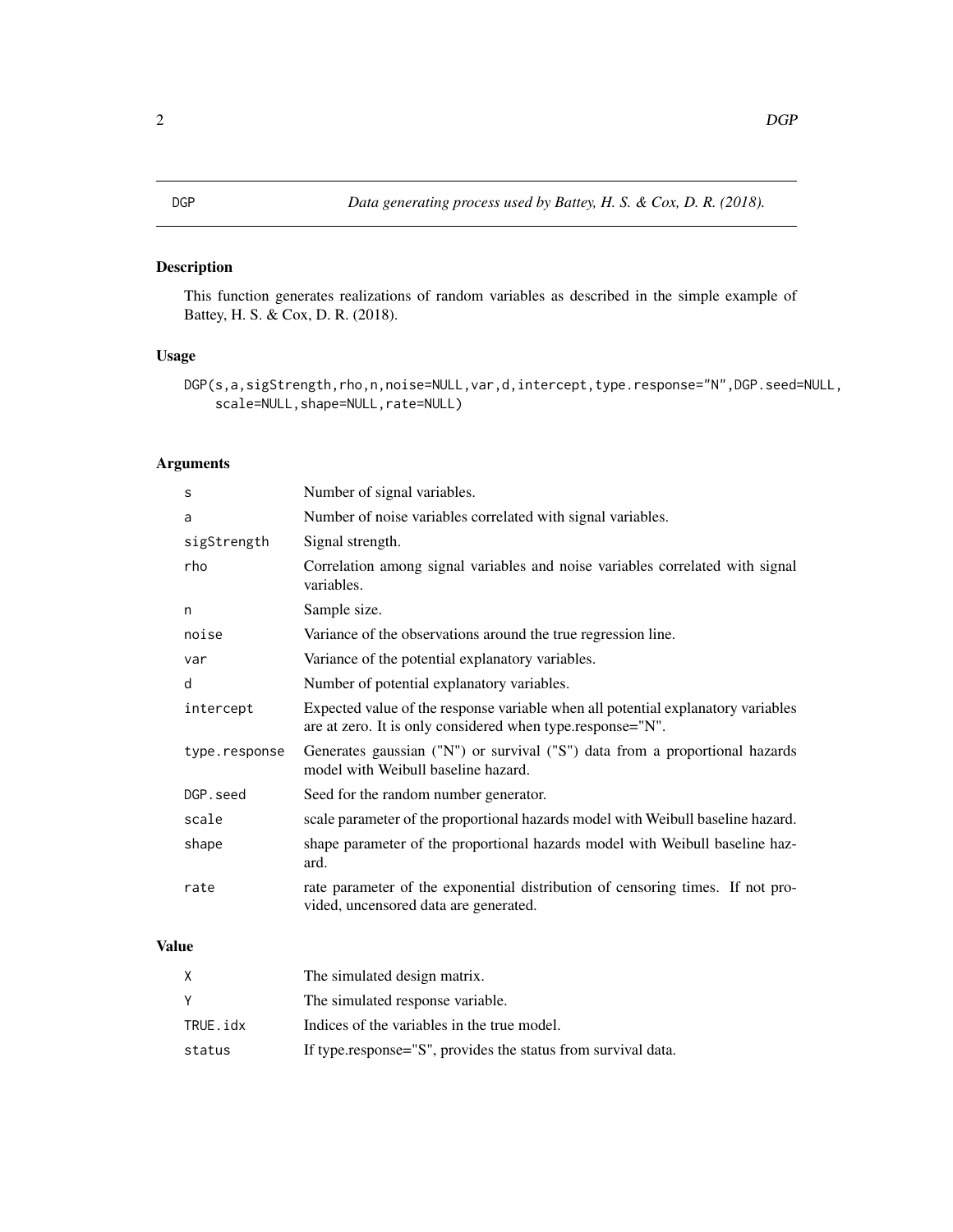DGP — *Data generating process used by Battey, H. S. & Cox, D. R. (2018).*

## Description

This function generates realizations of random variables as described in the simple example of Battey, H. S. & Cox, D. R. (2018).

## Usage

```
DGP(s,a,sigStrength,rho,n,noise=NULL,var,d,intercept,type.response="N",DGP.seed=NULL,
    scale=NULL,shape=NULL,rate=NULL)
```

## Arguments

| | |
|---|---|
| s | Number of signal variables. |
| a | Number of noise variables correlated with signal variables. |
| sigStrength | Signal strength. |
| rho | Correlation among signal variables and noise variables correlated with signal variables. |
| n | Sample size. |
| noise | Variance of the observations around the true regression line. |
| var | Variance of the potential explanatory variables. |
| d | Number of potential explanatory variables. |
| intercept | Expected value of the response variable when all potential explanatory variables are at zero. It is only considered when type.response="N". |
| type.response | Generates gaussian ("N") or survival ("S") data from a proportional hazards model with Weibull baseline hazard. |
| DGP.seed | Seed for the random number generator. |
| scale | scale parameter of the proportional hazards model with Weibull baseline hazard. |
| shape | shape parameter of the proportional hazards model with Weibull baseline hazard. |
| rate | rate parameter of the exponential distribution of censoring times. If not provided, uncensored data are generated. |

## Value

| | |
|---|---|
| X | The simulated design matrix. |
| Y | The simulated response variable. |
| TRUE.idx | Indices of the variables in the true model. |
| status | If type.response="S", provides the status from survival data. |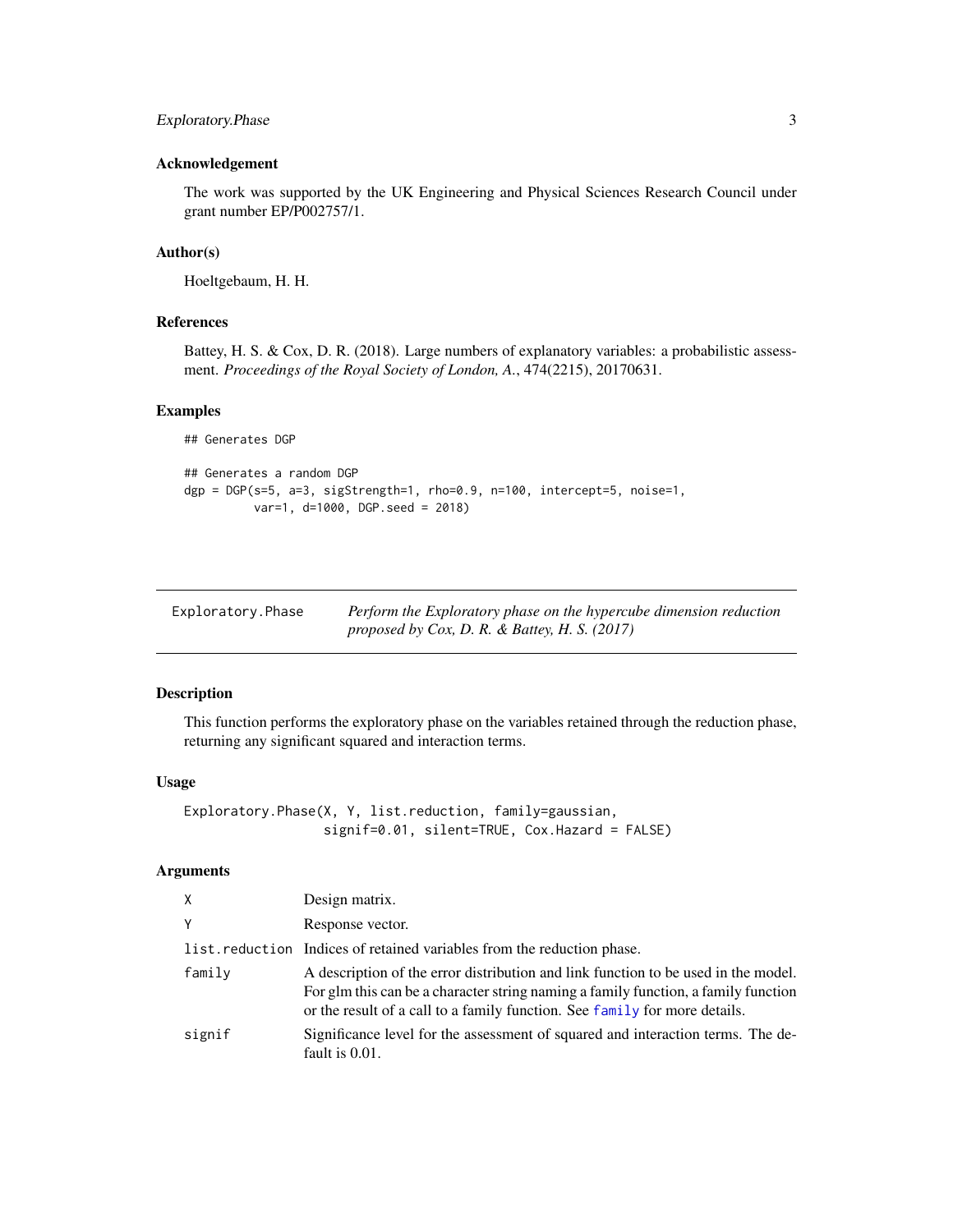### Acknowledgement

The work was supported by the UK Engineering and Physical Sciences Research Council under grant number EP/P002757/1.

### Author(s)

Hoeltgebaum, H. H.

### References

Battey, H. S. & Cox, D. R. (2018). Large numbers of explanatory variables: a probabilistic assessment. *Proceedings of the Royal Society of London, A.*, 474(2215), 20170631.

### Examples

```
## Generates DGP

## Generates a random DGP
dgp = DGP(s=5, a=3, sigStrength=1, rho=0.9, n=100, intercept=5, noise=1,
          var=1, d=1000, DGP.seed = 2018)
```

---

## Exploratory.Phase — *Perform the Exploratory phase on the hypercube dimension reduction proposed by Cox, D. R. & Battey, H. S. (2017)*

---

### Description

This function performs the exploratory phase on the variables retained through the reduction phase, returning any significant squared and interaction terms.

### Usage

```
Exploratory.Phase(X, Y, list.reduction, family=gaussian,
                  signif=0.01, silent=TRUE, Cox.Hazard = FALSE)
```

### Arguments

| | |
|---|---|
| X | Design matrix. |
| Y | Response vector. |
| list.reduction | Indices of retained variables from the reduction phase. |
| family | A description of the error distribution and link function to be used in the model. For glm this can be a character string naming a family function, a family function or the result of a call to a family function. See family for more details. |
| signif | Significance level for the assessment of squared and interaction terms. The default is 0.01. |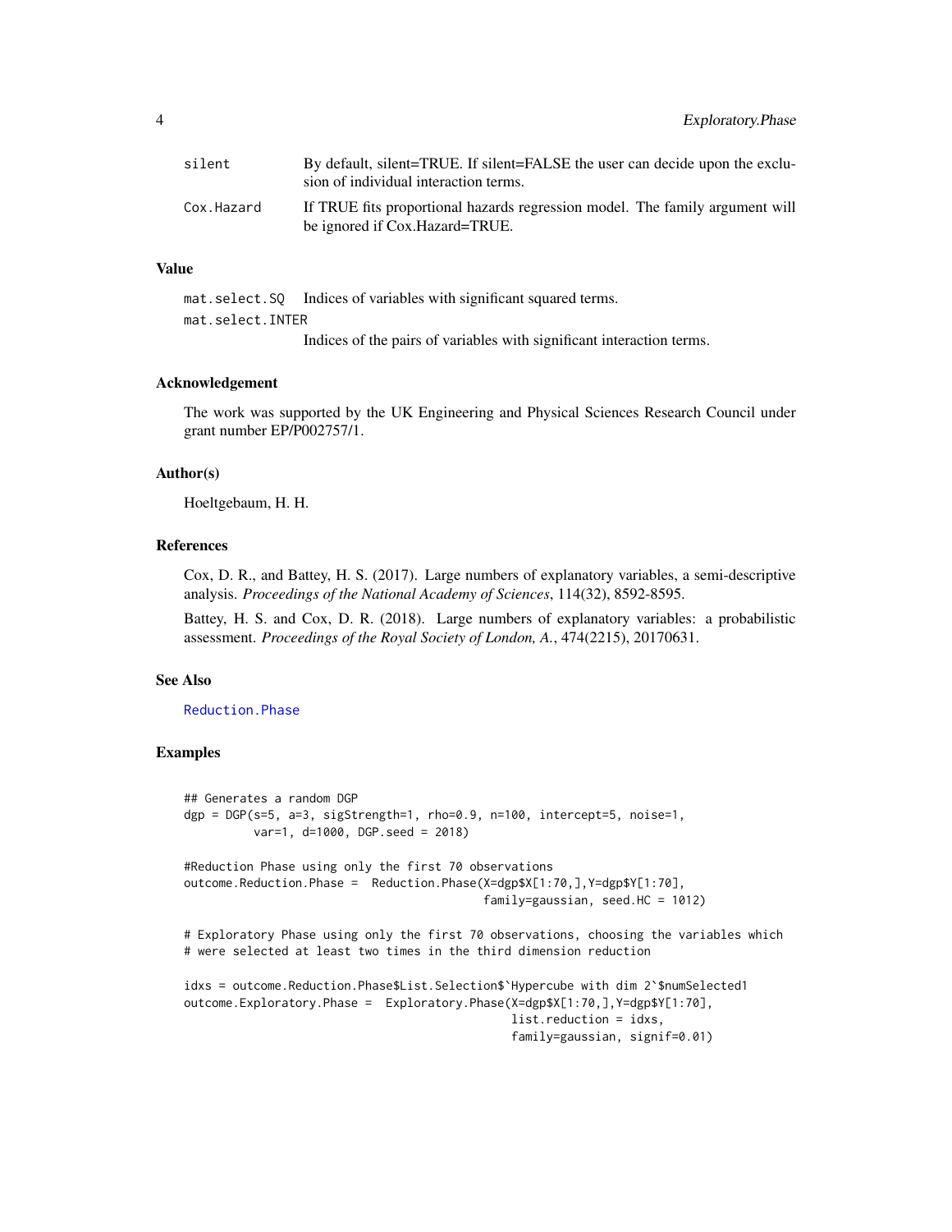| | |
|---|---|
| silent | By default, silent=TRUE. If silent=FALSE the user can decide upon the exclusion of individual interaction terms. |
| Cox.Hazard | If TRUE fits proportional hazards regression model. The family argument will be ignored if Cox.Hazard=TRUE. |

## Value

| | |
|---|---|
| mat.select.SQ | Indices of variables with significant squared terms. |
| mat.select.INTER | Indices of the pairs of variables with significant interaction terms. |

## Acknowledgement

The work was supported by the UK Engineering and Physical Sciences Research Council under grant number EP/P002757/1.

## Author(s)

Hoeltgebaum, H. H.

## References

Cox, D. R., and Battey, H. S. (2017). Large numbers of explanatory variables, a semi-descriptive analysis. *Proceedings of the National Academy of Sciences*, 114(32), 8592-8595.

Battey, H. S. and Cox, D. R. (2018). Large numbers of explanatory variables: a probabilistic assessment. *Proceedings of the Royal Society of London, A.*, 474(2215), 20170631.

## See Also

Reduction.Phase

## Examples

```
## Generates a random DGP
dgp = DGP(s=5, a=3, sigStrength=1, rho=0.9, n=100, intercept=5, noise=1,
          var=1, d=1000, DGP.seed = 2018)

#Reduction Phase using only the first 70 observations
outcome.Reduction.Phase =  Reduction.Phase(X=dgp$X[1:70,],Y=dgp$Y[1:70],
                                           family=gaussian, seed.HC = 1012)

# Exploratory Phase using only the first 70 observations, choosing the variables which
# were selected at least two times in the third dimension reduction

idxs = outcome.Reduction.Phase$List.Selection$`Hypercube with dim 2`$numSelected1
outcome.Exploratory.Phase =  Exploratory.Phase(X=dgp$X[1:70,],Y=dgp$Y[1:70],
                                               list.reduction = idxs,
                                               family=gaussian, signif=0.01)
```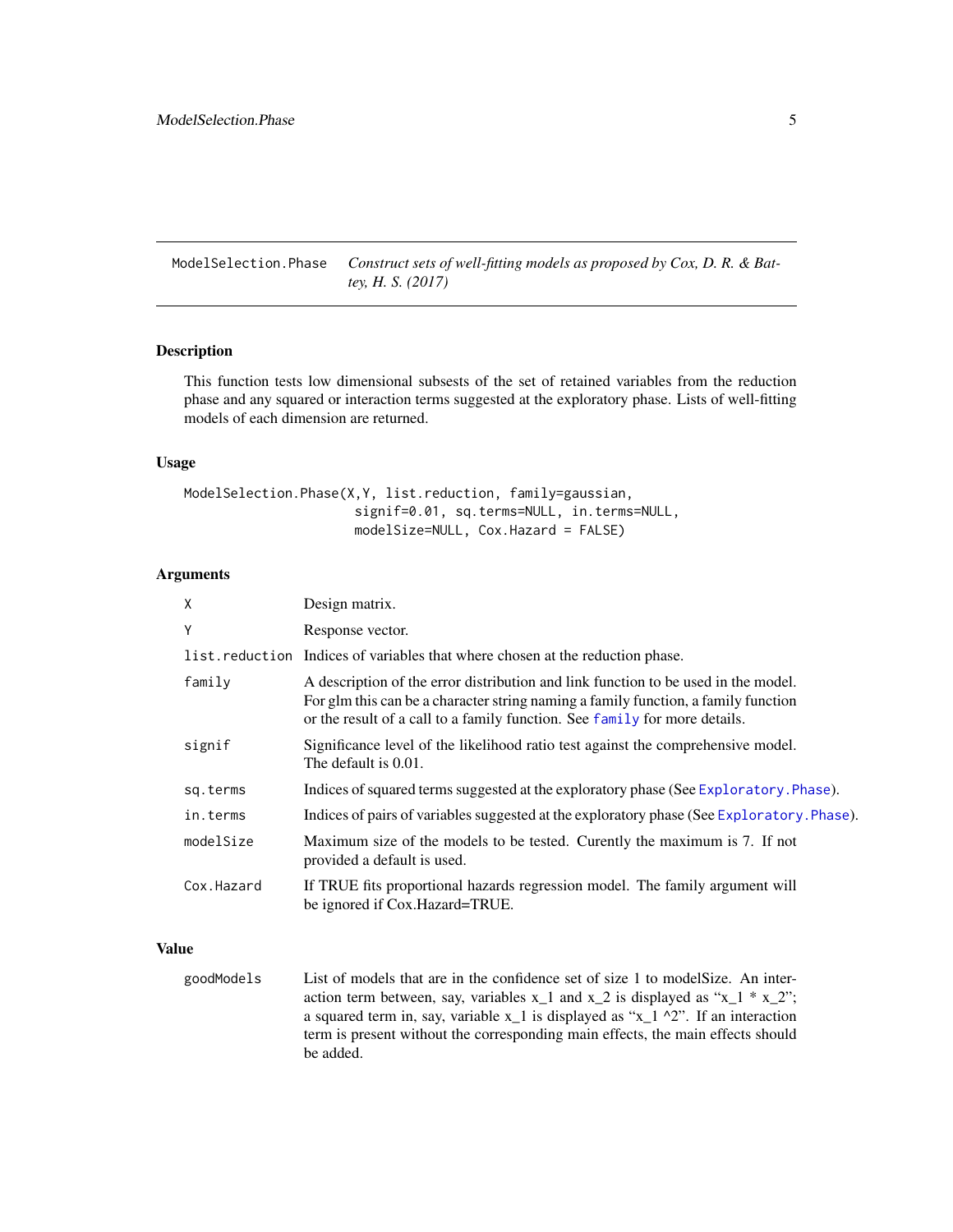ModelSelection.Phase *Construct sets of well-fitting models as proposed by Cox, D. R. & Battey, H. S. (2017)*

## Description

This function tests low dimensional subsests of the set of retained variables from the reduction phase and any squared or interaction terms suggested at the exploratory phase. Lists of well-fitting models of each dimension are returned.

## Usage

```
ModelSelection.Phase(X,Y, list.reduction, family=gaussian,
                     signif=0.01, sq.terms=NULL, in.terms=NULL,
                     modelSize=NULL, Cox.Hazard = FALSE)
```

## Arguments

| | |
|---|---|
| X | Design matrix. |
| Y | Response vector. |
| list.reduction | Indices of variables that where chosen at the reduction phase. |
| family | A description of the error distribution and link function to be used in the model. For glm this can be a character string naming a family function, a family function or the result of a call to a family function. See family for more details. |
| signif | Significance level of the likelihood ratio test against the comprehensive model. The default is 0.01. |
| sq.terms | Indices of squared terms suggested at the exploratory phase (See Exploratory.Phase). |
| in.terms | Indices of pairs of variables suggested at the exploratory phase (See Exploratory.Phase). |
| modelSize | Maximum size of the models to be tested. Curently the maximum is 7. If not provided a default is used. |
| Cox.Hazard | If TRUE fits proportional hazards regression model. The family argument will be ignored if Cox.Hazard=TRUE. |

## Value

| | |
|---|---|
| goodModels | List of models that are in the confidence set of size 1 to modelSize. An interaction term between, say, variables x_1 and x_2 is displayed as "x_1 * x_2"; a squared term in, say, variable x_1 is displayed as "x_1 ^2". If an interaction term is present without the corresponding main effects, the main effects should be added. |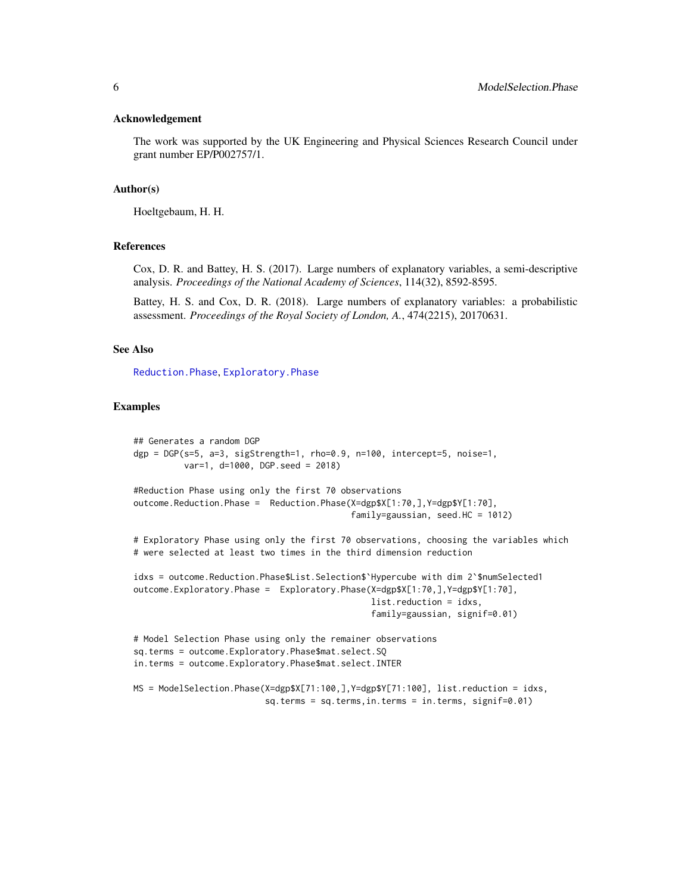## Acknowledgement

The work was supported by the UK Engineering and Physical Sciences Research Council under grant number EP/P002757/1.

## Author(s)

Hoeltgebaum, H. H.

## References

Cox, D. R. and Battey, H. S. (2017). Large numbers of explanatory variables, a semi-descriptive analysis. *Proceedings of the National Academy of Sciences*, 114(32), 8592-8595.

Battey, H. S. and Cox, D. R. (2018). Large numbers of explanatory variables: a probabilistic assessment. *Proceedings of the Royal Society of London, A.*, 474(2215), 20170631.

## See Also

Reduction.Phase, Exploratory.Phase

## Examples

```
## Generates a random DGP
dgp = DGP(s=5, a=3, sigStrength=1, rho=0.9, n=100, intercept=5, noise=1,
          var=1, d=1000, DGP.seed = 2018)

#Reduction Phase using only the first 70 observations
outcome.Reduction.Phase =  Reduction.Phase(X=dgp$X[1:70,],Y=dgp$Y[1:70],
                                           family=gaussian, seed.HC = 1012)

# Exploratory Phase using only the first 70 observations, choosing the variables which
# were selected at least two times in the third dimension reduction

idxs = outcome.Reduction.Phase$List.Selection$`Hypercube with dim 2`$numSelected1
outcome.Exploratory.Phase =  Exploratory.Phase(X=dgp$X[1:70,],Y=dgp$Y[1:70],
                                               list.reduction = idxs,
                                               family=gaussian, signif=0.01)

# Model Selection Phase using only the remainer observations
sq.terms = outcome.Exploratory.Phase$mat.select.SQ
in.terms = outcome.Exploratory.Phase$mat.select.INTER

MS = ModelSelection.Phase(X=dgp$X[71:100,],Y=dgp$Y[71:100], list.reduction = idxs,
                         sq.terms = sq.terms,in.terms = in.terms, signif=0.01)
```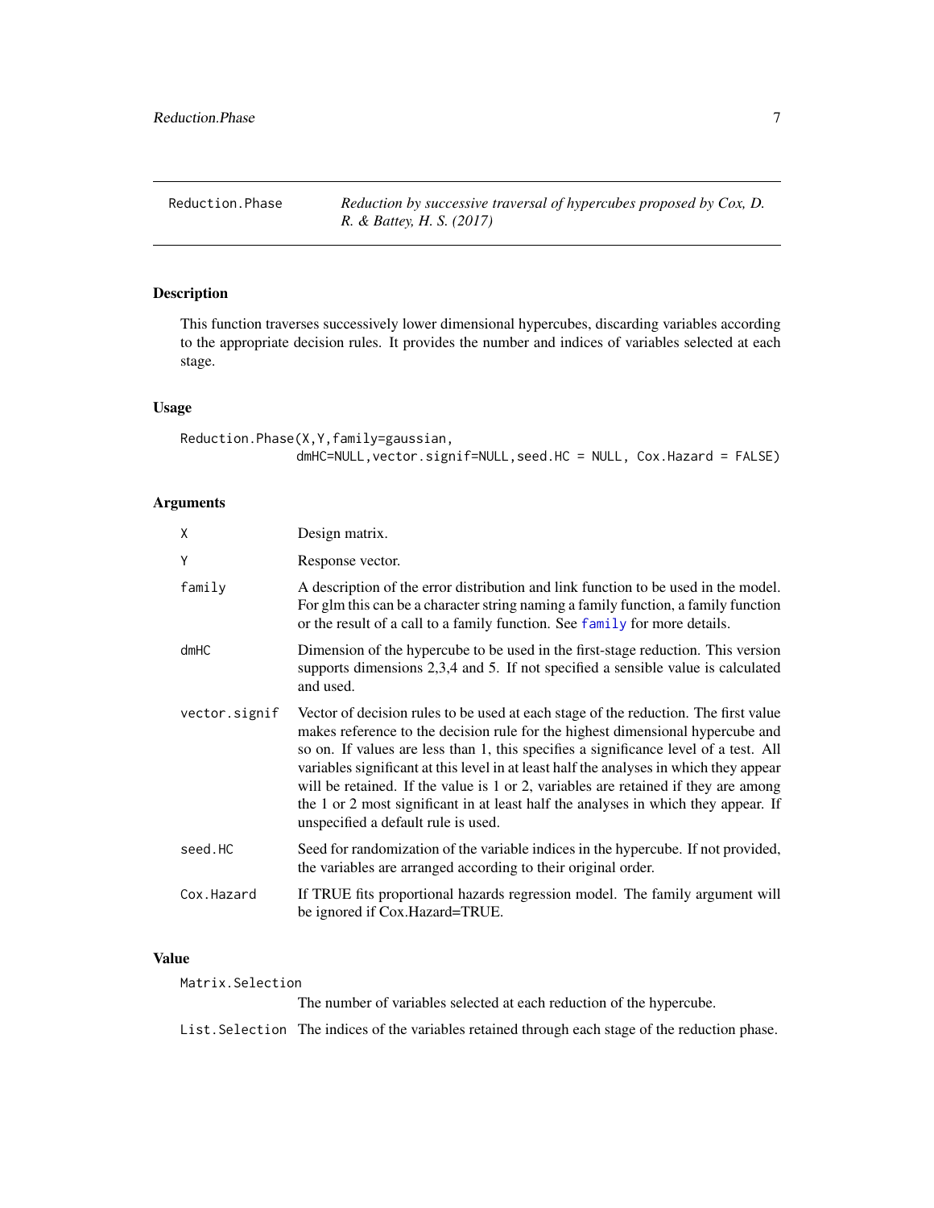Reduction.Phase *Reduction by successive traversal of hypercubes proposed by Cox, D. R. & Battey, H. S. (2017)*

---

## Description

This function traverses successively lower dimensional hypercubes, discarding variables according to the appropriate decision rules. It provides the number and indices of variables selected at each stage.

## Usage

```
Reduction.Phase(X,Y,family=gaussian,
                dmHC=NULL,vector.signif=NULL,seed.HC = NULL, Cox.Hazard = FALSE)
```

## Arguments

| | |
|---|---|
| `X` | Design matrix. |
| `Y` | Response vector. |
| `family` | A description of the error distribution and link function to be used in the model. For glm this can be a character string naming a family function, a family function or the result of a call to a family function. See `family` for more details. |
| `dmHC` | Dimension of the hypercube to be used in the first-stage reduction. This version supports dimensions 2,3,4 and 5. If not specified a sensible value is calculated and used. |
| `vector.signif` | Vector of decision rules to be used at each stage of the reduction. The first value makes reference to the decision rule for the highest dimensional hypercube and so on. If values are less than 1, this specifies a significance level of a test. All variables significant at this level in at least half the analyses in which they appear will be retained. If the value is 1 or 2, variables are retained if they are among the 1 or 2 most significant in at least half the analyses in which they appear. If unspecified a default rule is used. |
| `seed.HC` | Seed for randomization of the variable indices in the hypercube. If not provided, the variables are arranged according to their original order. |
| `Cox.Hazard` | If TRUE fits proportional hazards regression model. The family argument will be ignored if Cox.Hazard=TRUE. |

## Value

| | |
|---|---|
| `Matrix.Selection` | The number of variables selected at each reduction of the hypercube. |
| `List.Selection` | The indices of the variables retained through each stage of the reduction phase. |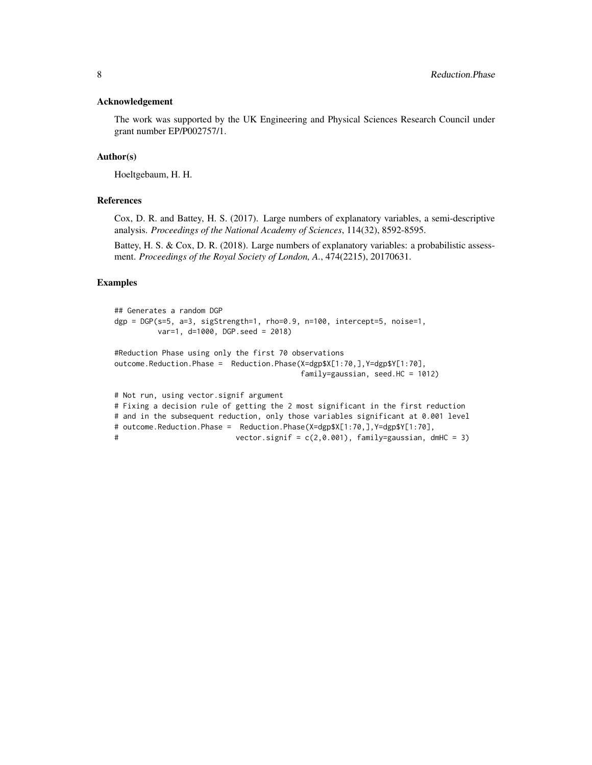### Acknowledgement

The work was supported by the UK Engineering and Physical Sciences Research Council under grant number EP/P002757/1.

### Author(s)

Hoeltgebaum, H. H.

### References

Cox, D. R. and Battey, H. S. (2017). Large numbers of explanatory variables, a semi-descriptive analysis. *Proceedings of the National Academy of Sciences*, 114(32), 8592-8595.

Battey, H. S. & Cox, D. R. (2018). Large numbers of explanatory variables: a probabilistic assessment. *Proceedings of the Royal Society of London, A.*, 474(2215), 20170631.

### Examples

```
## Generates a random DGP
dgp = DGP(s=5, a=3, sigStrength=1, rho=0.9, n=100, intercept=5, noise=1,
          var=1, d=1000, DGP.seed = 2018)

#Reduction Phase using only the first 70 observations
outcome.Reduction.Phase =  Reduction.Phase(X=dgp$X[1:70,],Y=dgp$Y[1:70],
                                          family=gaussian, seed.HC = 1012)

# Not run, using vector.signif argument
# Fixing a decision rule of getting the 2 most significant in the first reduction
# and in the subsequent reduction, only those variables significant at 0.001 level
# outcome.Reduction.Phase =  Reduction.Phase(X=dgp$X[1:70,],Y=dgp$Y[1:70],
#                           vector.signif = c(2,0.001), family=gaussian, dmHC = 3)
```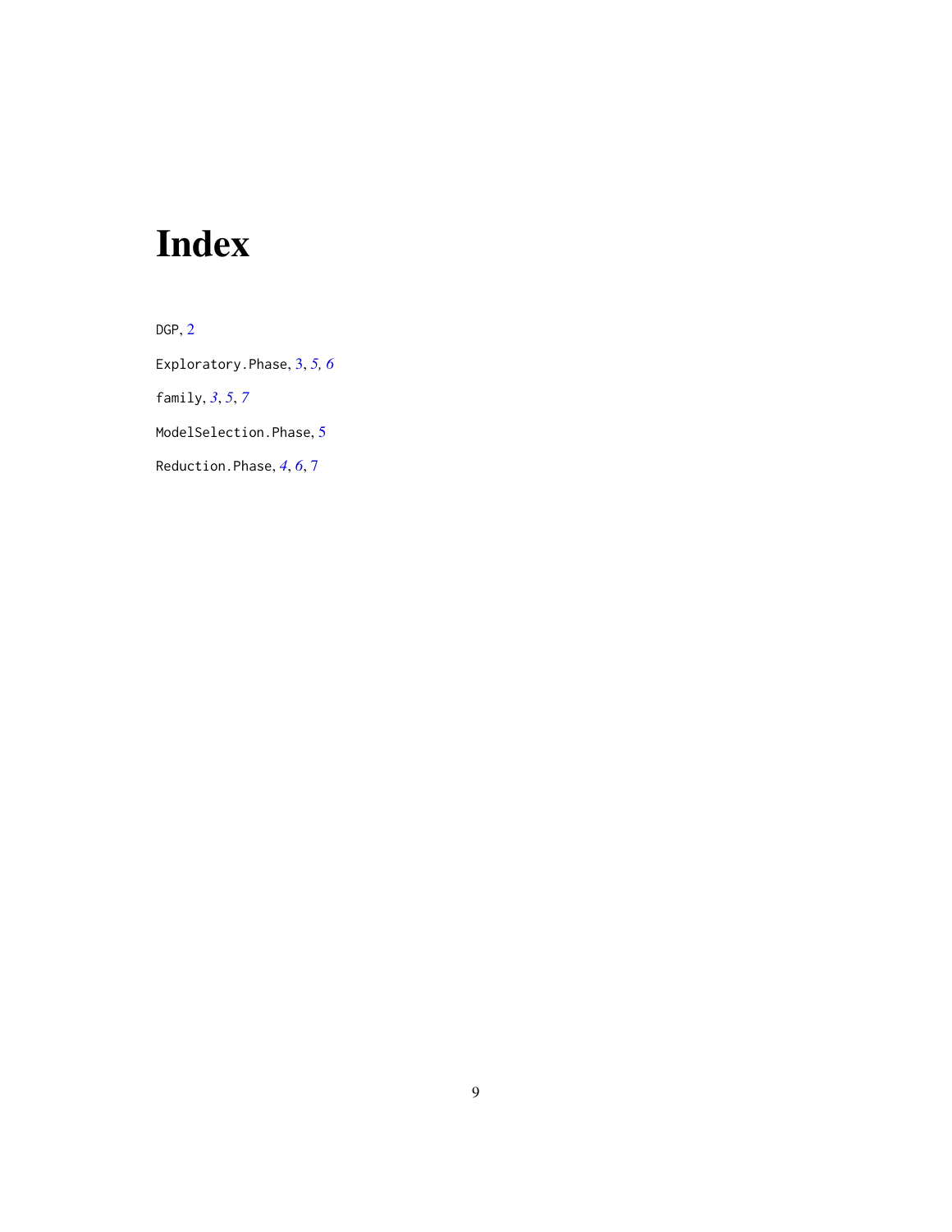# Index

DGP, 2

Exploratory.Phase, 3, *5, 6*

family, *3*, *5*, *7*

ModelSelection.Phase, 5

Reduction.Phase, *4*, *6*, 7